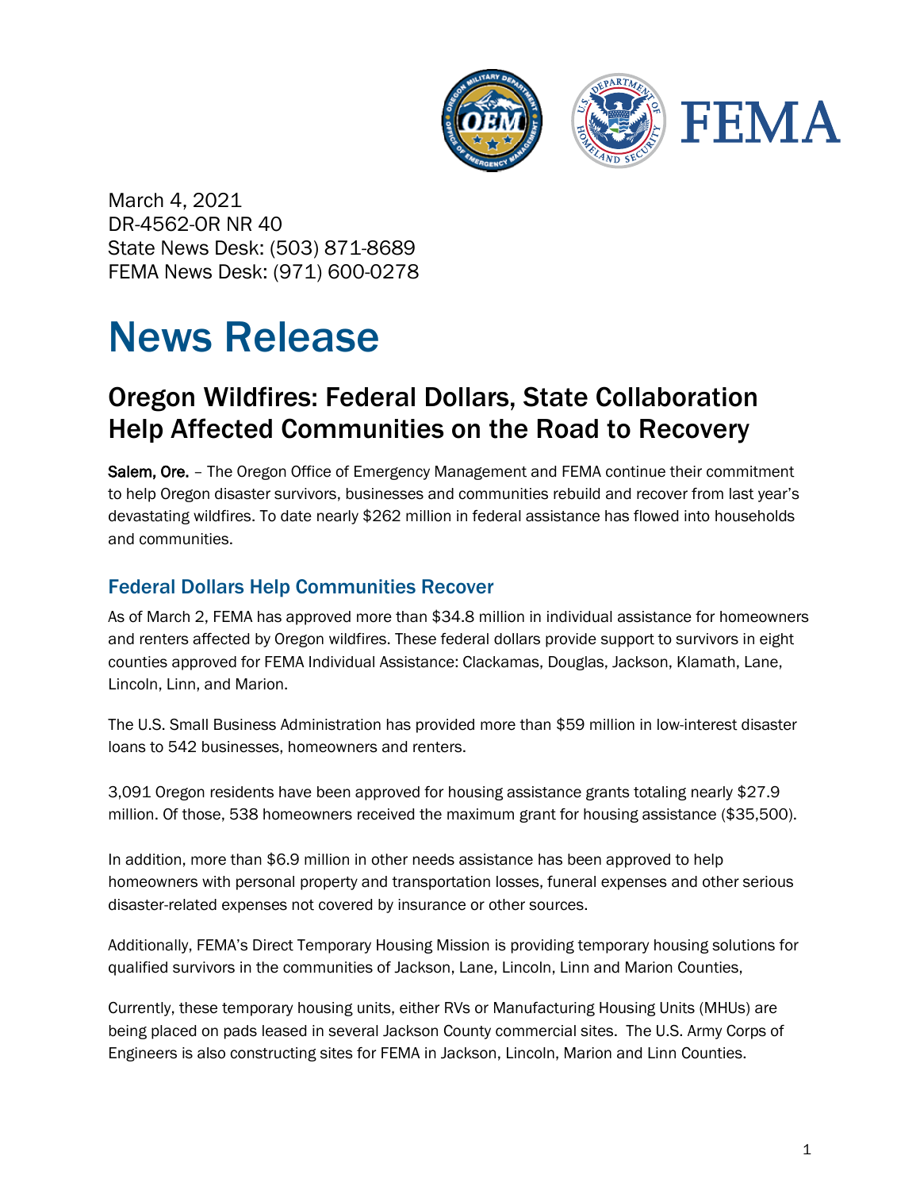March 4, 2021
DR-4562-OR NR 40
State News Desk: (503) 871-8689
FEMA News Desk: (971) 600-0278

# News Release

## Oregon Wildfires: Federal Dollars, State Collaboration Help Affected Communities on the Road to Recovery

**Salem, Ore.** – The Oregon Office of Emergency Management and FEMA continue their commitment to help Oregon disaster survivors, businesses and communities rebuild and recover from last year's devastating wildfires. To date nearly $262 million in federal assistance has flowed into households and communities.

### Federal Dollars Help Communities Recover

As of March 2, FEMA has approved more than $34.8 million in individual assistance for homeowners and renters affected by Oregon wildfires. These federal dollars provide support to survivors in eight counties approved for FEMA Individual Assistance: Clackamas, Douglas, Jackson, Klamath, Lane, Lincoln, Linn, and Marion.

The U.S. Small Business Administration has provided more than $59 million in low-interest disaster loans to 542 businesses, homeowners and renters.

3,091 Oregon residents have been approved for housing assistance grants totaling nearly $27.9 million. Of those, 538 homeowners received the maximum grant for housing assistance ($35,500).

In addition, more than $6.9 million in other needs assistance has been approved to help homeowners with personal property and transportation losses, funeral expenses and other serious disaster-related expenses not covered by insurance or other sources.

Additionally, FEMA's Direct Temporary Housing Mission is providing temporary housing solutions for qualified survivors in the communities of Jackson, Lane, Lincoln, Linn and Marion Counties,

Currently, these temporary housing units, either RVs or Manufacturing Housing Units (MHUs) are being placed on pads leased in several Jackson County commercial sites. The U.S. Army Corps of Engineers is also constructing sites for FEMA in Jackson, Lincoln, Marion and Linn Counties.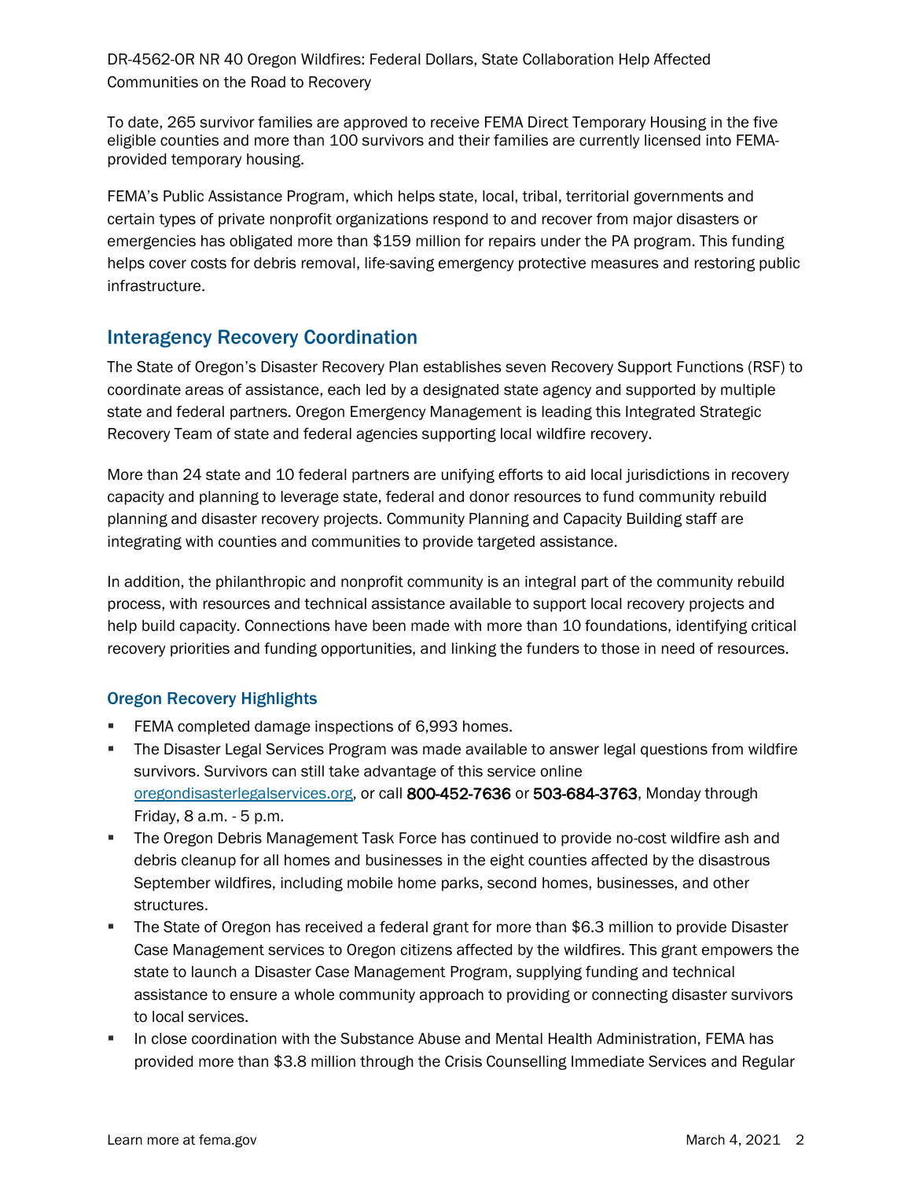To date, 265 survivor families are approved to receive FEMA Direct Temporary Housing in the five eligible counties and more than 100 survivors and their families are currently licensed into FEMA-provided temporary housing.

FEMA's Public Assistance Program, which helps state, local, tribal, territorial governments and certain types of private nonprofit organizations respond to and recover from major disasters or emergencies has obligated more than $159 million for repairs under the PA program. This funding helps cover costs for debris removal, life-saving emergency protective measures and restoring public infrastructure.

## Interagency Recovery Coordination

The State of Oregon's Disaster Recovery Plan establishes seven Recovery Support Functions (RSF) to coordinate areas of assistance, each led by a designated state agency and supported by multiple state and federal partners. Oregon Emergency Management is leading this Integrated Strategic Recovery Team of state and federal agencies supporting local wildfire recovery.

More than 24 state and 10 federal partners are unifying efforts to aid local jurisdictions in recovery capacity and planning to leverage state, federal and donor resources to fund community rebuild planning and disaster recovery projects. Community Planning and Capacity Building staff are integrating with counties and communities to provide targeted assistance.

In addition, the philanthropic and nonprofit community is an integral part of the community rebuild process, with resources and technical assistance available to support local recovery projects and help build capacity. Connections have been made with more than 10 foundations, identifying critical recovery priorities and funding opportunities, and linking the funders to those in need of resources.

### Oregon Recovery Highlights

- FEMA completed damage inspections of 6,993 homes.
- The Disaster Legal Services Program was made available to answer legal questions from wildfire survivors. Survivors can still take advantage of this service online oregondisasterlegalservices.org, or call **800-452-7636** or **503-684-3763**, Monday through Friday, 8 a.m. - 5 p.m.
- The Oregon Debris Management Task Force has continued to provide no-cost wildfire ash and debris cleanup for all homes and businesses in the eight counties affected by the disastrous September wildfires, including mobile home parks, second homes, businesses, and other structures.
- The State of Oregon has received a federal grant for more than $6.3 million to provide Disaster Case Management services to Oregon citizens affected by the wildfires. This grant empowers the state to launch a Disaster Case Management Program, supplying funding and technical assistance to ensure a whole community approach to providing or connecting disaster survivors to local services.
- In close coordination with the Substance Abuse and Mental Health Administration, FEMA has provided more than $3.8 million through the Crisis Counselling Immediate Services and Regular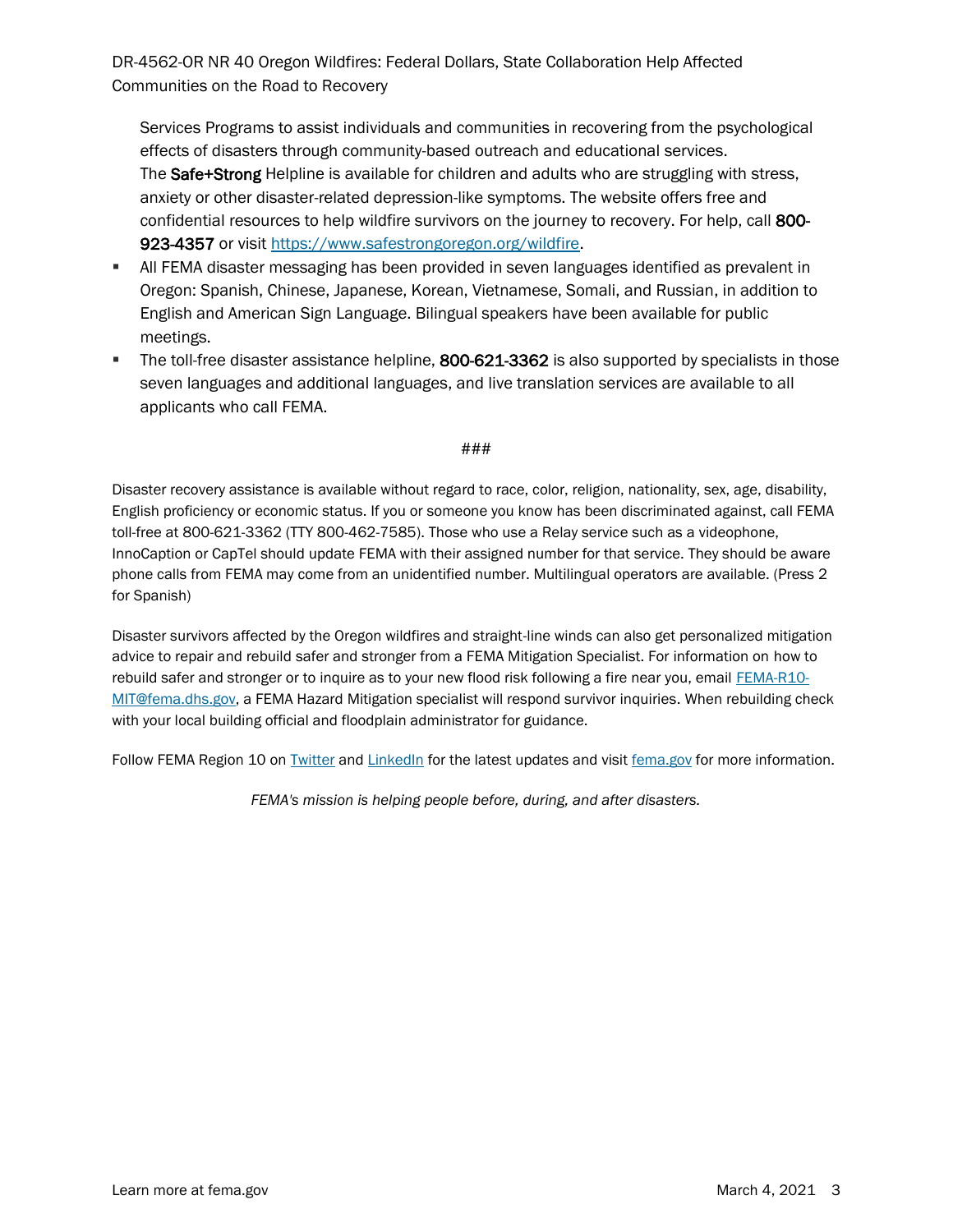Services Programs to assist individuals and communities in recovering from the psychological effects of disasters through community-based outreach and educational services. The **Safe+Strong** Helpline is available for children and adults who are struggling with stress, anxiety or other disaster-related depression-like symptoms. The website offers free and confidential resources to help wildfire survivors on the journey to recovery. For help, call **800-923-4357** or visit [https://www.safestrongoregon.org/wildfire](https://www.safestrongoregon.org/wildfire).

- All FEMA disaster messaging has been provided in seven languages identified as prevalent in Oregon: Spanish, Chinese, Japanese, Korean, Vietnamese, Somali, and Russian, in addition to English and American Sign Language. Bilingual speakers have been available for public meetings.
- The toll-free disaster assistance helpline, **800-621-3362** is also supported by specialists in those seven languages and additional languages, and live translation services are available to all applicants who call FEMA.

###

Disaster recovery assistance is available without regard to race, color, religion, nationality, sex, age, disability, English proficiency or economic status. If you or someone you know has been discriminated against, call FEMA toll-free at 800-621-3362 (TTY 800-462-7585). Those who use a Relay service such as a videophone, InnoCaption or CapTel should update FEMA with their assigned number for that service. They should be aware phone calls from FEMA may come from an unidentified number. Multilingual operators are available. (Press 2 for Spanish)

Disaster survivors affected by the Oregon wildfires and straight-line winds can also get personalized mitigation advice to repair and rebuild safer and stronger from a FEMA Mitigation Specialist. For information on how to rebuild safer and stronger or to inquire as to your new flood risk following a fire near you, email [FEMA-R10-MIT@fema.dhs.gov](mailto:FEMA-R10-MIT@fema.dhs.gov), a FEMA Hazard Mitigation specialist will respond survivor inquiries. When rebuilding check with your local building official and floodplain administrator for guidance.

Follow FEMA Region 10 on [Twitter](https://twitter.com) and [LinkedIn](https://linkedin.com) for the latest updates and visit [fema.gov](https://fema.gov) for more information.

*FEMA's mission is helping people before, during, and after disasters.*